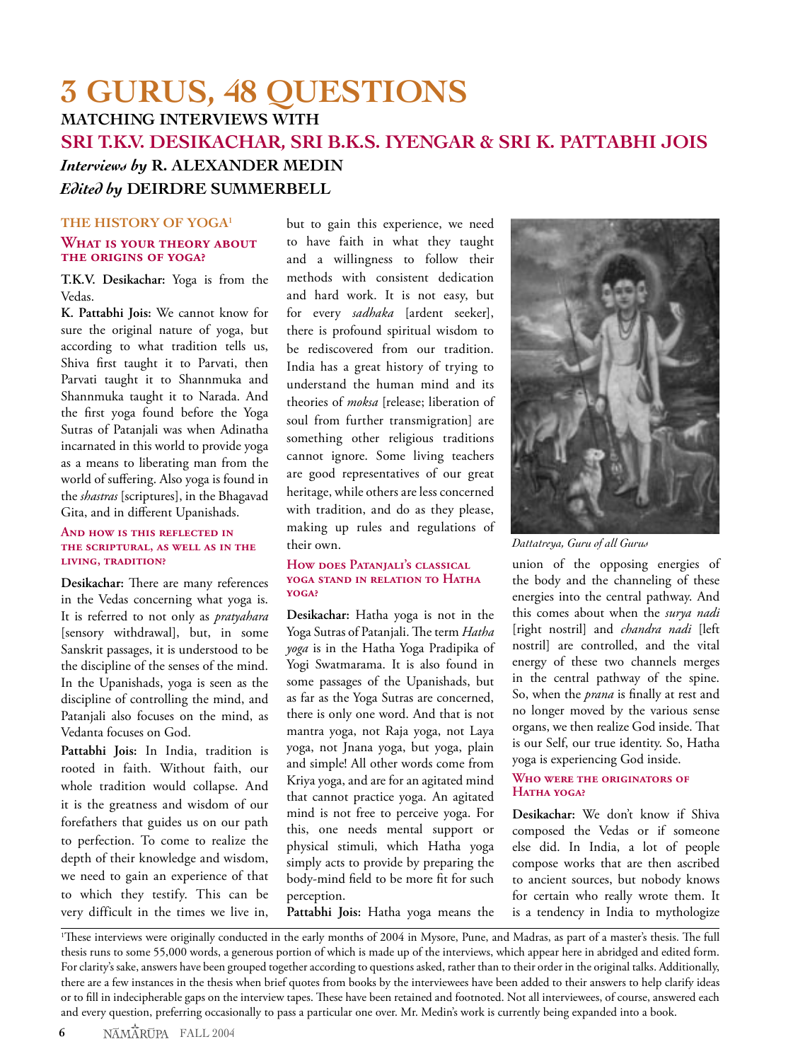# 3 GURUS, 48 QUESTIONS

## MATCHING INTERVIEWS WITH

## SRI T.K.V. DESIKACHAR, SRI B.K.S. IYENGAR & SRI K. PATTABHI JOIS

*Interviews by* **R. ALEXANDER MEDIN**

*Edited by* **DEIRDRE SUMMERBELL**

### THE HISTORY OF YOGA[1]

#### What is your theory about the origins of yoga?

**T.K.V. Desikachar:** Yoga is from the Vedas.

**K. Pattabhi Jois:** We cannot know for sure the original nature of yoga, but according to what tradition tells us, Shiva first taught it to Parvati, then Parvati taught it to Shannmuka and Shannmuka taught it to Narada. And the first yoga found before the Yoga Sutras of Patanjali was when Adinatha incarnated in this world to provide yoga as a means to liberating man from the world of suffering. Also yoga is found in the *shastras* [scriptures], in the Bhagavad Gita, and in different Upanishads.

#### And how is this reflected in the scriptural, as well as in the living, tradition?

**Desikachar:** There are many references in the Vedas concerning what yoga is. It is referred to not only as *pratyahara* [sensory withdrawal], but, in some Sanskrit passages, it is understood to be the discipline of the senses of the mind. In the Upanishads, yoga is seen as the discipline of controlling the mind, and Patanjali also focuses on the mind, as Vedanta focuses on God.

**Pattabhi Jois:** In India, tradition is rooted in faith. Without faith, our whole tradition would collapse. And it is the greatness and wisdom of our forefathers that guides us on our path to perfection. To come to realize the depth of their knowledge and wisdom, we need to gain an experience of that to which they testify. This can be very difficult in the times we live in, but to gain this experience, we need to have faith in what they taught and a willingness to follow their methods with consistent dedication and hard work. It is not easy, but for every *sadhaka* [ardent seeker], there is profound spiritual wisdom to be rediscovered from our tradition. India has a great history of trying to understand the human mind and its theories of *moksa* [release; liberation of soul from further transmigration] are something other religious traditions cannot ignore. Some living teachers are good representatives of our great heritage, while others are less concerned with tradition, and do as they please, making up rules and regulations of their own.

#### How does Patanjali's classical yoga stand in relation to Hatha yoga?

**Desikachar:** Hatha yoga is not in the Yoga Sutras of Patanjali. The term *Hatha yoga* is in the Hatha Yoga Pradipika of Yogi Swatmarama. It is also found in some passages of the Upanishads, but as far as the Yoga Sutras are concerned, there is only one word. And that is not mantra yoga, not Raja yoga, not Laya yoga, not Jnana yoga, but yoga, plain and simple! All other words come from Kriya yoga, and are for an agitated mind that cannot practice yoga. An agitated mind is not free to perceive yoga. For this, one needs mental support or physical stimuli, which Hatha yoga simply acts to provide by preparing the body-mind field to be more fit for such perception.

**Pattabhi Jois:** Hatha yoga means the union of the opposing energies of the body and the channeling of these energies into the central pathway. And this comes about when the *surya nadi* [right nostril] and *chandra nadi* [left nostril] are controlled, and the vital energy of these two channels merges in the central pathway of the spine. So, when the *prana* is finally at rest and no longer moved by the various sense organs, we then realize God inside. That is our Self, our true identity. So, Hatha yoga is experiencing God inside.

*Dattatreya, Guru of all Gurus*

#### Who were the originators of Hatha yoga?

**Desikachar:** We don't know if Shiva composed the Vedas or if someone else did. In India, a lot of people compose works that are then ascribed to ancient sources, but nobody knows for certain who really wrote them. It is a tendency in India to mythologize

---

[1] These interviews were originally conducted in the early months of 2004 in Mysore, Pune, and Madras, as part of a master's thesis. The full thesis runs to some 55,000 words, a generous portion of which is made up of the interviews, which appear here in abridged and edited form. For clarity's sake, answers have been grouped together according to questions asked, rather than to their order in the original talks. Additionally, there are a few instances in the thesis when brief quotes from books by the interviewees have been added to their answers to help clarify ideas or to fill in indecipherable gaps on the interview tapes. These have been retained and footnoted. Not all interviewees, of course, answered each and every question, preferring occasionally to pass a particular one over. Mr. Medin's work is currently being expanded into a book.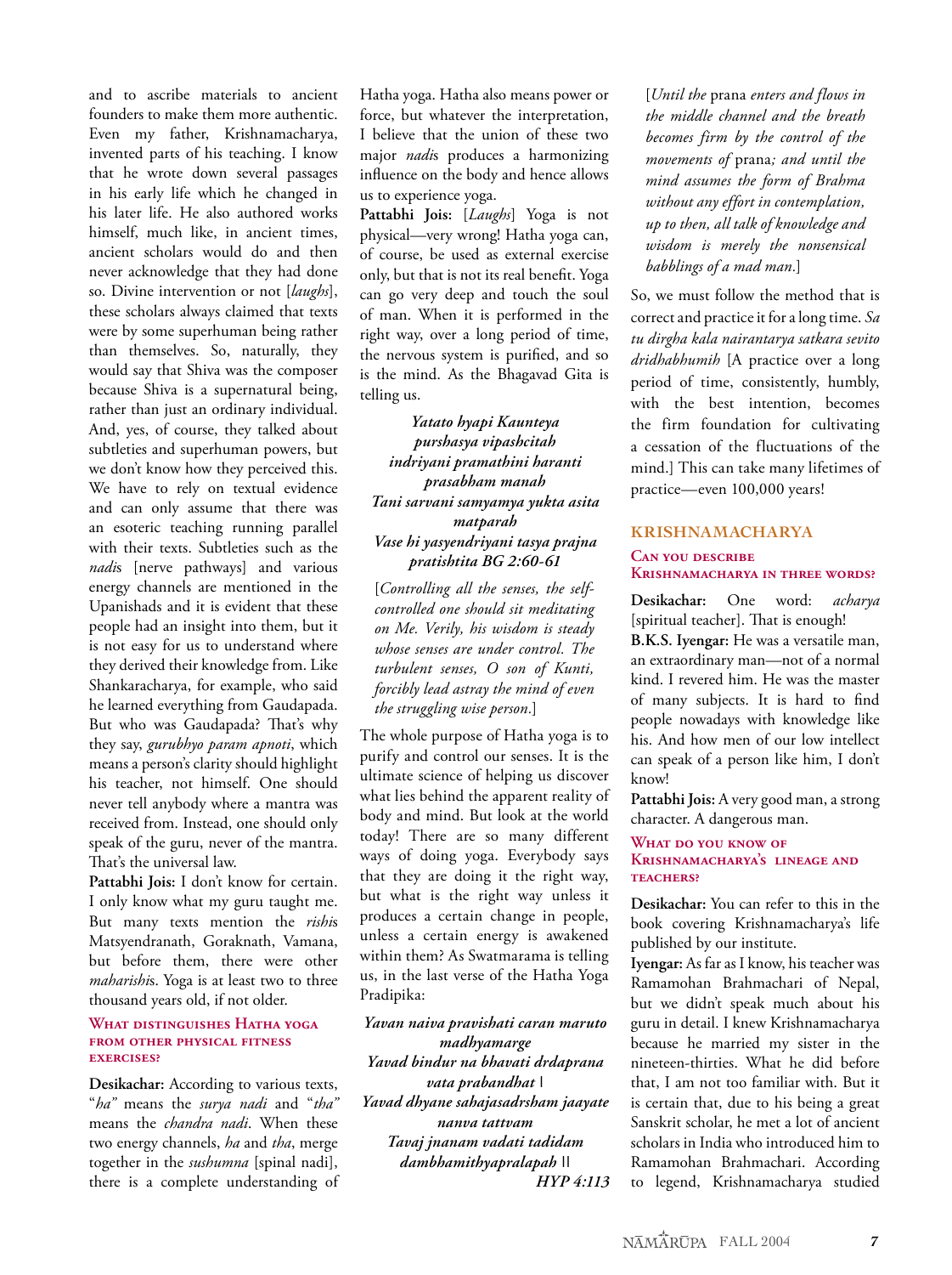and to ascribe materials to ancient founders to make them more authentic. Even my father, Krishnamacharya, invented parts of his teaching. I know that he wrote down several passages in his early life which he changed in his later life. He also authored works himself, much like, in ancient times, ancient scholars would do and then never acknowledge that they had done so. Divine intervention or not [*laughs*], these scholars always claimed that texts were by some superhuman being rather than themselves. So, naturally, they would say that Shiva was the composer because Shiva is a supernatural being, rather than just an ordinary individual. And, yes, of course, they talked about subtleties and superhuman powers, but we don't know how they perceived this. We have to rely on textual evidence and can only assume that there was an esoteric teaching running parallel with their texts. Subtleties such as the *nadi*s [nerve pathways] and various energy channels are mentioned in the Upanishads and it is evident that these people had an insight into them, but it is not easy for us to understand where they derived their knowledge from. Like Shankaracharya, for example, who said he learned everything from Gaudapada. But who was Gaudapada? That's why they say, *gurubhyo param apnoti*, which means a person's clarity should highlight his teacher, not himself. One should never tell anybody where a mantra was received from. Instead, one should only speak of the guru, never of the mantra. That's the universal law.

**Pattabhi Jois:** I don't know for certain. I only know what my guru taught me. But many texts mention the *rishi*s Matsyendranath, Goraknath, Vamana, but before them, there were other *maharishi*s. Yoga is at least two to three thousand years old, if not older.

### What distinguishes Hatha yoga from other physical fitness exercises?

**Desikachar:** According to various texts, "*ha*" means the *surya nadi* and "*tha*" means the *chandra nadi*. When these two energy channels, *ha* and *tha*, merge together in the *sushumna* [spinal nadi], there is a complete understanding of Hatha yoga. Hatha also means power or force, but whatever the interpretation, I believe that the union of these two major *nadi*s produces a harmonizing influence on the body and hence allows us to experience yoga.

**Pattabhi Jois:** [*Laughs*] Yoga is not physical—very wrong! Hatha yoga can, of course, be used as external exercise only, but that is not its real benefit. Yoga can go very deep and touch the soul of man. When it is performed in the right way, over a long period of time, the nervous system is purified, and so is the mind. As the Bhagavad Gita is telling us.

*Yatato hyapi Kaunteya*
*purshasya vipashcitah*
*indriyani pramathini haranti*
*prasabham manah*
*Tani sarvani samyamya yukta asita*
*matparah*
*Vase hi yasyendriyani tasya prajna*
*pratishtita BG 2:60-61*

[*Controlling all the senses, the self-controlled one should sit meditating on Me. Verily, his wisdom is steady whose senses are under control. The turbulent senses, O son of Kunti, forcibly lead astray the mind of even the struggling wise person.*]

The whole purpose of Hatha yoga is to purify and control our senses. It is the ultimate science of helping us discover what lies behind the apparent reality of body and mind. But look at the world today! There are so many different ways of doing yoga. Everybody says that they are doing it the right way, but what is the right way unless it produces a certain change in people, unless a certain energy is awakened within them? As Swatmarama is telling us, in the last verse of the Hatha Yoga Pradipika:

*Yavan naiva pravishati caran maruto*
*madhyamarge*
*Yavad bindur na bhavati drdaprana*
*vata prabandhat* |
*Yavad dhyane sahajasadrsham jaayate*
*nanva tattvam*
*Tavaj jnanam vadati tadidam*
*dambhamithyapralapah* ||
*HYP 4:113*

[*Until the* prana *enters and flows in the middle channel and the breath becomes firm by the control of the movements of* prana*; and until the mind assumes the form of Brahma without any effort in contemplation, up to then, all talk of knowledge and wisdom is merely the nonsensical babblings of a mad man.*]

So, we must follow the method that is correct and practice it for a long time. *Sa tu dirgha kala nairantarya satkara sevito dridhabhumih* [A practice over a long period of time, consistently, humbly, with the best intention, becomes the firm foundation for cultivating a cessation of the fluctuations of the mind.] This can take many lifetimes of practice—even 100,000 years!

## KRISHNAMACHARYA

### Can you describe Krishnamacharya in three words?

**Desikachar:** One word: *acharya* [spiritual teacher]. That is enough!

**B.K.S. Iyengar:** He was a versatile man, an extraordinary man—not of a normal kind. I revered him. He was the master of many subjects. It is hard to find people nowadays with knowledge like his. And how men of our low intellect can speak of a person like him, I don't know!

**Pattabhi Jois:** A very good man, a strong character. A dangerous man.

### What do you know of Krishnamacharya's lineage and teachers?

**Desikachar:** You can refer to this in the book covering Krishnamacharya's life published by our institute.

**Iyengar:** As far as I know, his teacher was Ramamohan Brahmachari of Nepal, but we didn't speak much about his guru in detail. I knew Krishnamacharya because he married my sister in the nineteen-thirties. What he did before that, I am not too familiar with. But it is certain that, due to his being a great Sanskrit scholar, he met a lot of ancient scholars in India who introduced him to Ramamohan Brahmachari. According to legend, Krishnamacharya studied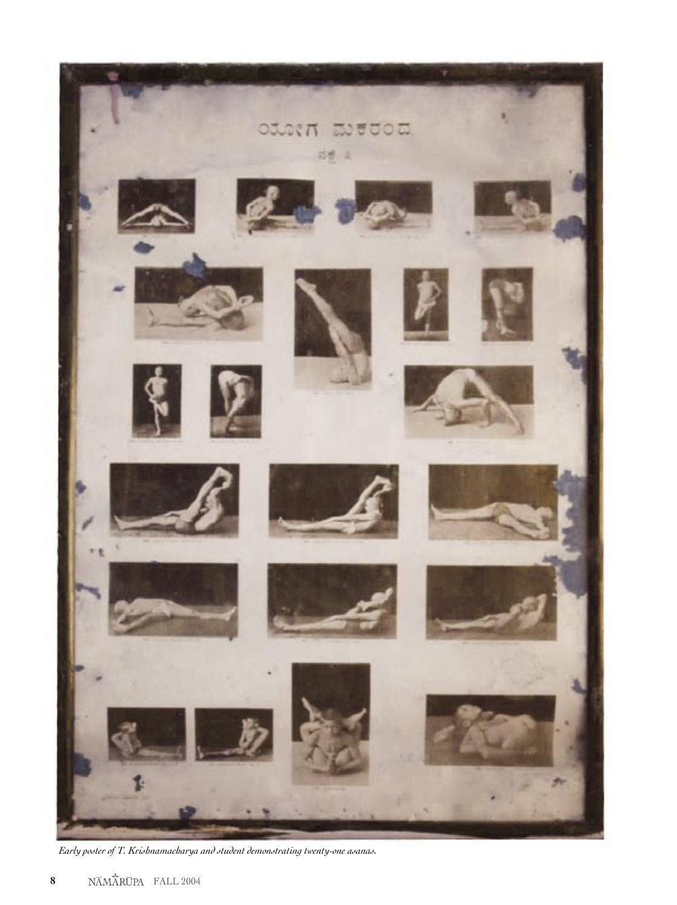*Early poster of T. Krishnamacharya and student demonstrating twenty-one asanas.*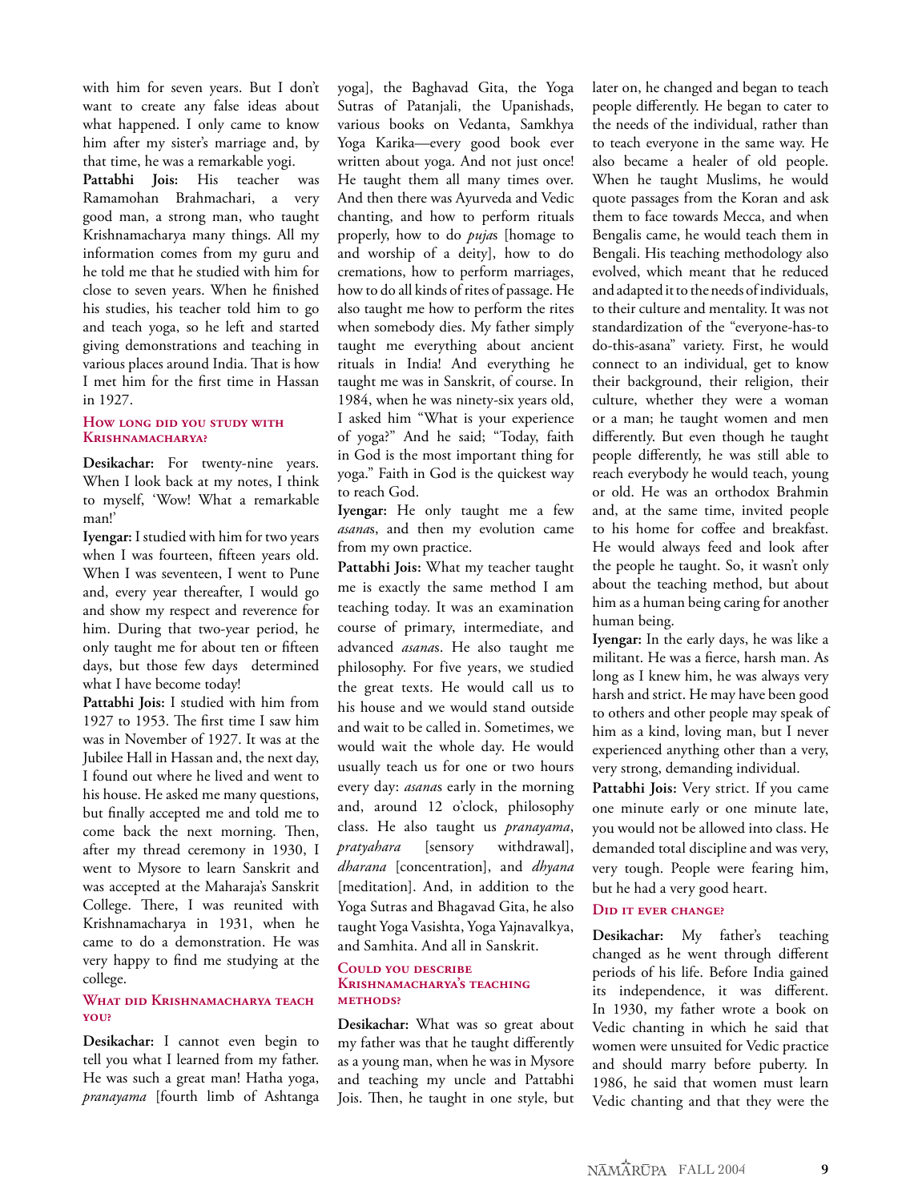with him for seven years. But I don't want to create any false ideas about what happened. I only came to know him after my sister's marriage and, by that time, he was a remarkable yogi.

**Pattabhi Jois:** His teacher was Ramamohan Brahmachari, a very good man, a strong man, who taught Krishnamacharya many things. All my information comes from my guru and he told me that he studied with him for close to seven years. When he finished his studies, his teacher told him to go and teach yoga, so he left and started giving demonstrations and teaching in various places around India. That is how I met him for the first time in Hassan in 1927.

### How long did you study with Krishnamacharya?

**Desikachar:** For twenty-nine years. When I look back at my notes, I think to myself, 'Wow! What a remarkable man!'

**Iyengar:** I studied with him for two years when I was fourteen, fifteen years old. When I was seventeen, I went to Pune and, every year thereafter, I would go and show my respect and reverence for him. During that two-year period, he only taught me for about ten or fifteen days, but those few days determined what I have become today!

**Pattabhi Jois:** I studied with him from 1927 to 1953. The first time I saw him was in November of 1927. It was at the Jubilee Hall in Hassan and, the next day, I found out where he lived and went to his house. He asked me many questions, but finally accepted me and told me to come back the next morning. Then, after my thread ceremony in 1930, I went to Mysore to learn Sanskrit and was accepted at the Maharaja's Sanskrit College. There, I was reunited with Krishnamacharya in 1931, when he came to do a demonstration. He was very happy to find me studying at the college.

### What did Krishnamacharya teach you?

**Desikachar:** I cannot even begin to tell you what I learned from my father. He was such a great man! Hatha yoga, *pranayama* [fourth limb of Ashtanga yoga], the Baghavad Gita, the Yoga Sutras of Patanjali, the Upanishads, various books on Vedanta, Samkhya Yoga Karika—every good book ever written about yoga. And not just once! He taught them all many times over. And then there was Ayurveda and Vedic chanting, and how to perform rituals properly, how to do *puja*s [homage to and worship of a deity], how to do cremations, how to perform marriages, how to do all kinds of rites of passage. He also taught me how to perform the rites when somebody dies. My father simply taught me everything about ancient rituals in India! And everything he taught me was in Sanskrit, of course. In 1984, when he was ninety-six years old, I asked him "What is your experience of yoga?" And he said; "Today, faith in God is the most important thing for yoga." Faith in God is the quickest way to reach God.

**Iyengar:** He only taught me a few *asana*s, and then my evolution came from my own practice.

**Pattabhi Jois:** What my teacher taught me is exactly the same method I am teaching today. It was an examination course of primary, intermediate, and advanced *asana*s. He also taught me philosophy. For five years, we studied the great texts. He would call us to his house and we would stand outside and wait to be called in. Sometimes, we would wait the whole day. He would usually teach us for one or two hours every day: *asana*s early in the morning and, around 12 o'clock, philosophy class. He also taught us *pranayama*, *pratyahara* [sensory withdrawal], *dharana* [concentration], and *dhyana* [meditation]. And, in addition to the Yoga Sutras and Bhagavad Gita, he also taught Yoga Vasishta, Yoga Yajnavalkya, and Samhita. And all in Sanskrit.

### Could you describe Krishnamacharya's teaching methods?

**Desikachar:** What was so great about my father was that he taught differently as a young man, when he was in Mysore and teaching my uncle and Pattabhi Jois. Then, he taught in one style, but later on, he changed and began to teach people differently. He began to cater to the needs of the individual, rather than to teach everyone in the same way. He also became a healer of old people. When he taught Muslims, he would quote passages from the Koran and ask them to face towards Mecca, and when Bengalis came, he would teach them in Bengali. His teaching methodology also evolved, which meant that he reduced and adapted it to the needs of individuals, to their culture and mentality. It was not standardization of the "everyone-has-to do-this-asana" variety. First, he would connect to an individual, get to know their background, their religion, their culture, whether they were a woman or a man; he taught women and men differently. But even though he taught people differently, he was still able to reach everybody he would teach, young or old. He was an orthodox Brahmin and, at the same time, invited people to his home for coffee and breakfast. He would always feed and look after the people he taught. So, it wasn't only about the teaching method, but about him as a human being caring for another human being.

**Iyengar:** In the early days, he was like a militant. He was a fierce, harsh man. As long as I knew him, he was always very harsh and strict. He may have been good to others and other people may speak of him as a kind, loving man, but I never experienced anything other than a very, very strong, demanding individual.

**Pattabhi Jois:** Very strict. If you came one minute early or one minute late, you would not be allowed into class. He demanded total discipline and was very, very tough. People were fearing him, but he had a very good heart.

### Did it ever change?

**Desikachar:** My father's teaching changed as he went through different periods of his life. Before India gained its independence, it was different. In 1930, my father wrote a book on Vedic chanting in which he said that women were unsuited for Vedic practice and should marry before puberty. In 1986, he said that women must learn Vedic chanting and that they were the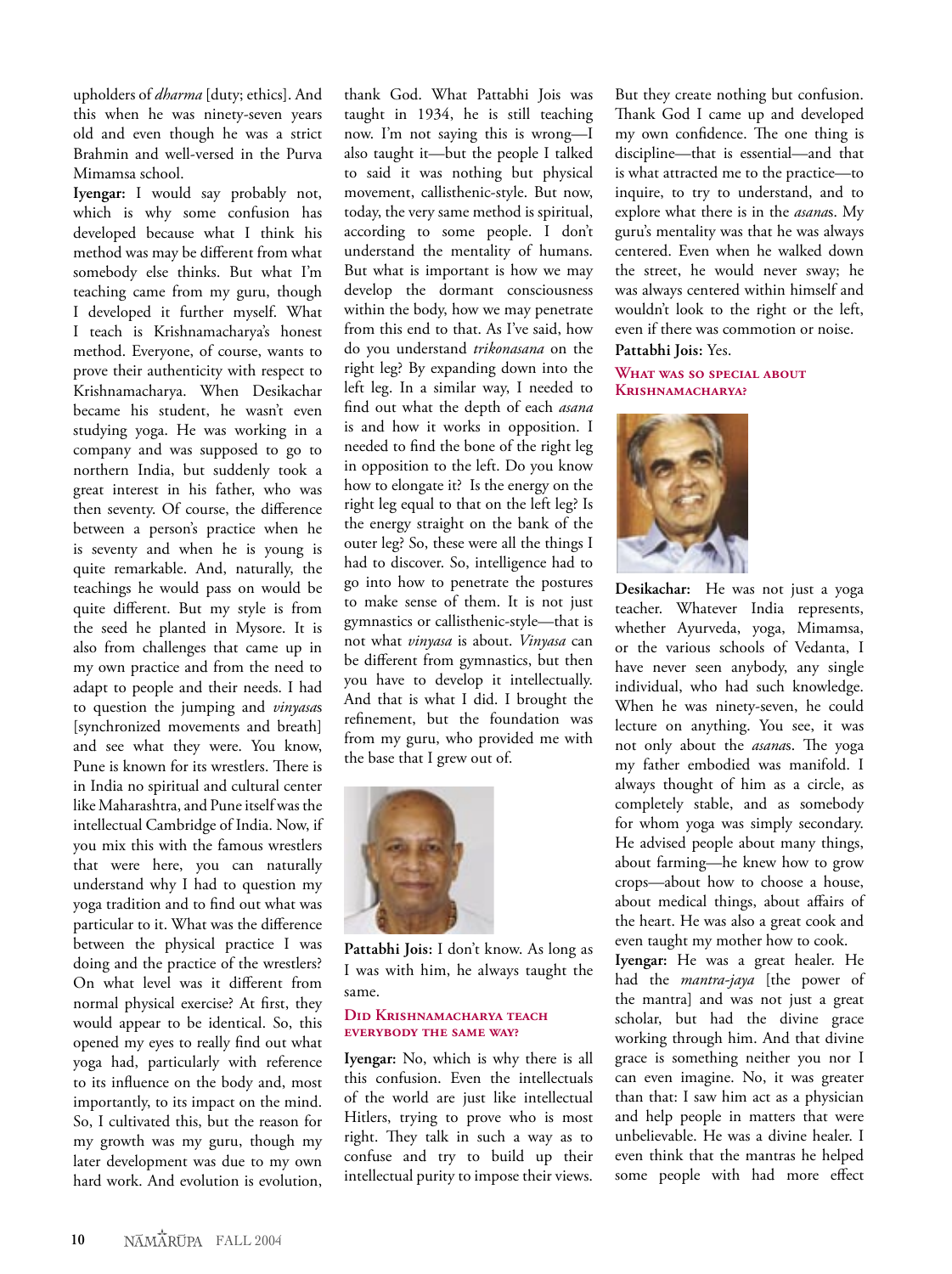upholders of *dharma* [duty; ethics]. And this when he was ninety-seven years old and even though he was a strict Brahmin and well-versed in the Purva Mimamsa school.

**Iyengar:** I would say probably not, which is why some confusion has developed because what I think his method was may be different from what somebody else thinks. But what I'm teaching came from my guru, though I developed it further myself. What I teach is Krishnamacharya's honest method. Everyone, of course, wants to prove their authenticity with respect to Krishnamacharya. When Desikachar became his student, he wasn't even studying yoga. He was working in a company and was supposed to go to northern India, but suddenly took a great interest in his father, who was then seventy. Of course, the difference between a person's practice when he is seventy and when he is young is quite remarkable. And, naturally, the teachings he would pass on would be quite different. But my style is from the seed he planted in Mysore. It is also from challenges that came up in my own practice and from the need to adapt to people and their needs. I had to question the jumping and *vinyasa*s [synchronized movements and breath] and see what they were. You know, Pune is known for its wrestlers. There is in India no spiritual and cultural center like Maharashtra, and Pune itself was the intellectual Cambridge of India. Now, if you mix this with the famous wrestlers that were here, you can naturally understand why I had to question my yoga tradition and to find out what was particular to it. What was the difference between the physical practice I was doing and the practice of the wrestlers? On what level was it different from normal physical exercise? At first, they would appear to be identical. So, this opened my eyes to really find out what yoga had, particularly with reference to its influence on the body and, most importantly, to its impact on the mind. So, I cultivated this, but the reason for my growth was my guru, though my later development was due to my own hard work. And evolution is evolution, thank God. What Pattabhi Jois was taught in 1934, he is still teaching now. I'm not saying this is wrong—I also taught it—but the people I talked to said it was nothing but physical movement, callisthenic-style. But now, today, the very same method is spiritual, according to some people. I don't understand the mentality of humans. But what is important is how we may develop the dormant consciousness within the body, how we may penetrate from this end to that. As I've said, how do you understand *trikonasana* on the right leg? By expanding down into the left leg. In a similar way, I needed to find out what the depth of each *asana* is and how it works in opposition. I needed to find the bone of the right leg in opposition to the left. Do you know how to elongate it? Is the energy on the right leg equal to that on the left leg? Is the energy straight on the bank of the outer leg? So, these were all the things I had to discover. So, intelligence had to go into how to penetrate the postures to make sense of them. It is not just gymnastics or callisthenic-style—that is not what *vinyasa* is about. *Vinyasa* can be different from gymnastics, but then you have to develop it intellectually. And that is what I did. I brought the refinement, but the foundation was from my guru, who provided me with the base that I grew out of.

**Pattabhi Jois:** I don't know. As long as I was with him, he always taught the same.

### Did Krishnamacharya teach everybody the same way?

**Iyengar:** No, which is why there is all this confusion. Even the intellectuals of the world are just like intellectual Hitlers, trying to prove who is most right. They talk in such a way as to confuse and try to build up their intellectual purity to impose their views. But they create nothing but confusion. Thank God I came up and developed my own confidence. The one thing is discipline—that is essential—and that is what attracted me to the practice—to inquire, to try to understand, and to explore what there is in the *asana*s. My guru's mentality was that he was always centered. Even when he walked down the street, he would never sway; he was always centered within himself and wouldn't look to the right or the left, even if there was commotion or noise.

**Pattabhi Jois:** Yes.

### What was so special about Krishnamacharya?

**Desikachar:** He was not just a yoga teacher. Whatever India represents, whether Ayurveda, yoga, Mimamsa, or the various schools of Vedanta, I have never seen anybody, any single individual, who had such knowledge. When he was ninety-seven, he could lecture on anything. You see, it was not only about the *asana*s. The yoga my father embodied was manifold. I always thought of him as a circle, as completely stable, and as somebody for whom yoga was simply secondary. He advised people about many things, about farming—he knew how to grow crops—about how to choose a house, about medical things, about affairs of the heart. He was also a great cook and even taught my mother how to cook.

**Iyengar:** He was a great healer. He had the *mantra-jaya* [the power of the mantra] and was not just a great scholar, but had the divine grace working through him. And that divine grace is something neither you nor I can even imagine. No, it was greater than that: I saw him act as a physician and help people in matters that were unbelievable. He was a divine healer. I even think that the mantras he helped some people with had more effect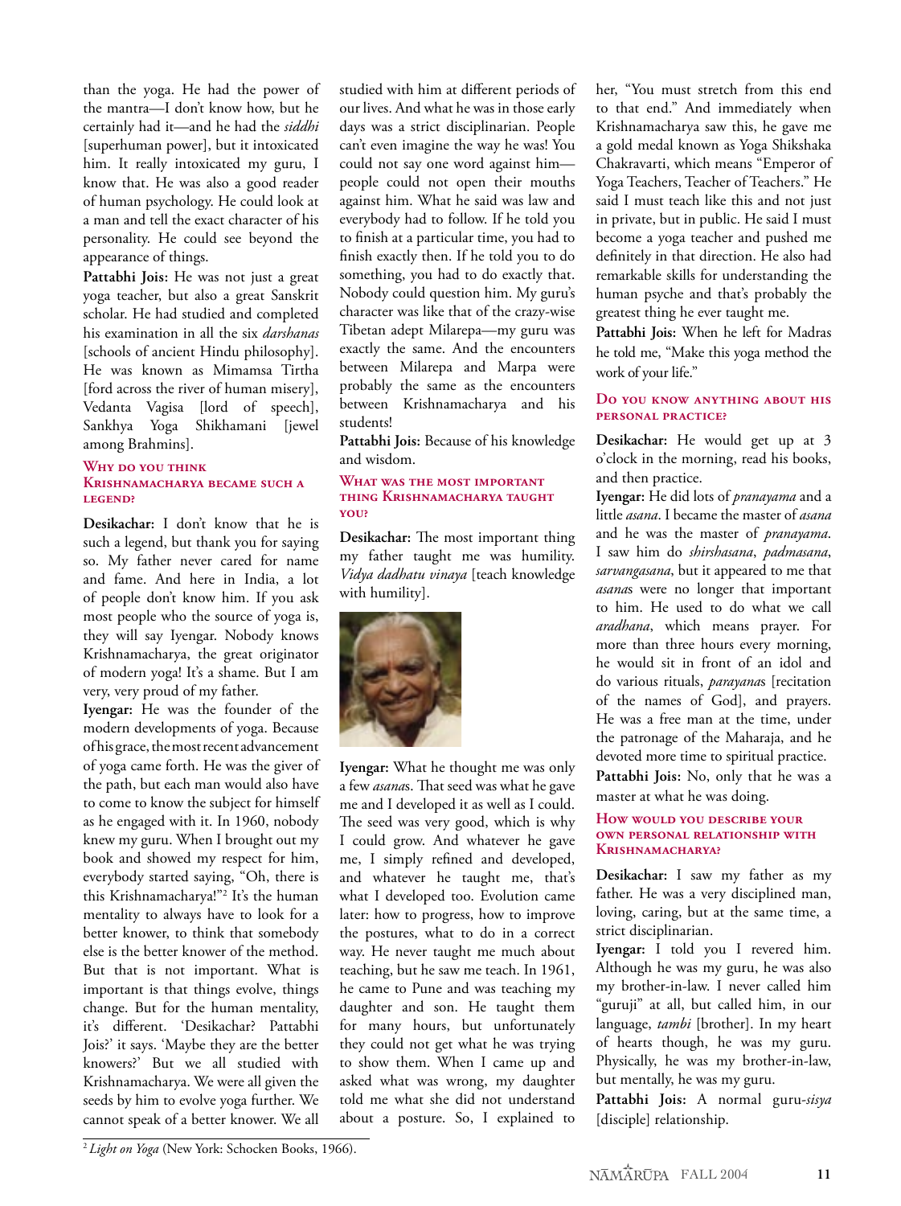than the yoga. He had the power of the mantra—I don't know how, but he certainly had it—and he had the *siddhi* [superhuman power], but it intoxicated him. It really intoxicated my guru, I know that. He was also a good reader of human psychology. He could look at a man and tell the exact character of his personality. He could see beyond the appearance of things.

**Pattabhi Jois:** He was not just a great yoga teacher, but also a great Sanskrit scholar. He had studied and completed his examination in all the six *darshanas* [schools of ancient Hindu philosophy]. He was known as Mimamsa Tirtha [ford across the river of human misery], Vedanta Vagisa [lord of speech], Sankhya Yoga Shikhamani [jewel among Brahmins].

### Why do you think Krishnamacharya became such a legend?

**Desikachar:** I don't know that he is such a legend, but thank you for saying so. My father never cared for name and fame. And here in India, a lot of people don't know him. If you ask most people who the source of yoga is, they will say Iyengar. Nobody knows Krishnamacharya, the great originator of modern yoga! It's a shame. But I am very, very proud of my father.

**Iyengar:** He was the founder of the modern developments of yoga. Because of his grace, the most recent advancement of yoga came forth. He was the giver of the path, but each man would also have to come to know the subject for himself as he engaged with it. In 1960, nobody knew my guru. When I brought out my book and showed my respect for him, everybody started saying, "Oh, there is this Krishnamacharya!"[2] It's the human mentality to always have to look for a better knower, to think that somebody else is the better knower of the method. But that is not important. What is important is that things evolve, things change. But for the human mentality, it's different. 'Desikachar? Pattabhi Jois?' it says. 'Maybe they are the better knowers?' But we all studied with Krishnamacharya. We were all given the seeds by him to evolve yoga further. We cannot speak of a better knower. We all studied with him at different periods of our lives. And what he was in those early days was a strict disciplinarian. People can't even imagine the way he was! You could not say one word against him—people could not open their mouths against him. What he said was law and everybody had to follow. If he told you to finish at a particular time, you had to finish exactly then. If he told you to do something, you had to do exactly that. Nobody could question him. My guru's character was like that of the crazy-wise Tibetan adept Milarepa—my guru was exactly the same. And the encounters between Milarepa and Marpa were probably the same as the encounters between Krishnamacharya and his students!

**Pattabhi Jois:** Because of his knowledge and wisdom.

### What was the most important thing Krishnamacharya taught you?

**Desikachar:** The most important thing my father taught me was humility. *Vidya dadhatu vinaya* [teach knowledge with humility].

**Iyengar:** What he thought me was only a few *asana*s. That seed was what he gave me and I developed it as well as I could. The seed was very good, which is why I could grow. And whatever he gave me, I simply refined and developed, and whatever he taught me, that's what I developed too. Evolution came later: how to progress, how to improve the postures, what to do in a correct way. He never taught me much about teaching, but he saw me teach. In 1961, he came to Pune and was teaching my daughter and son. He taught them for many hours, but unfortunately they could not get what he was trying to show them. When I came up and asked what was wrong, my daughter told me what she did not understand about a posture. So, I explained to her, "You must stretch from this end to that end." And immediately when Krishnamacharya saw this, he gave me a gold medal known as Yoga Shikshaka Chakravarti, which means "Emperor of Yoga Teachers, Teacher of Teachers." He said I must teach like this and not just in private, but in public. He said I must become a yoga teacher and pushed me definitely in that direction. He also had remarkable skills for understanding the human psyche and that's probably the greatest thing he ever taught me.

**Pattabhi Jois:** When he left for Madras he told me, "Make this yoga method the work of your life."

### Do you know anything about his personal practice?

**Desikachar:** He would get up at 3 o'clock in the morning, read his books, and then practice.

**Iyengar:** He did lots of *pranayama* and a little *asana*. I became the master of *asana* and he was the master of *pranayama*. I saw him do *shirshasana*, *padmasana*, *sarvangasana*, but it appeared to me that *asana*s were no longer that important to him. He used to do what we call *aradhana*, which means prayer. For more than three hours every morning, he would sit in front of an idol and do various rituals, *parayana*s [recitation of the names of God], and prayers. He was a free man at the time, under the patronage of the Maharaja, and he devoted more time to spiritual practice.

**Pattabhi Jois:** No, only that he was a master at what he was doing.

### How would you describe your own personal relationship with Krishnamacharya?

**Desikachar:** I saw my father as my father. He was a very disciplined man, loving, caring, but at the same time, a strict disciplinarian.

**Iyengar:** I told you I revered him. Although he was my guru, he was also my brother-in-law. I never called him "guruji" at all, but called him, in our language, *tambi* [brother]. In my heart of hearts though, he was my guru. Physically, he was my brother-in-law, but mentally, he was my guru.

**Pattabhi Jois:** A normal guru-*sisya* [disciple] relationship.

---

[2] *Light on Yoga* (New York: Schocken Books, 1966).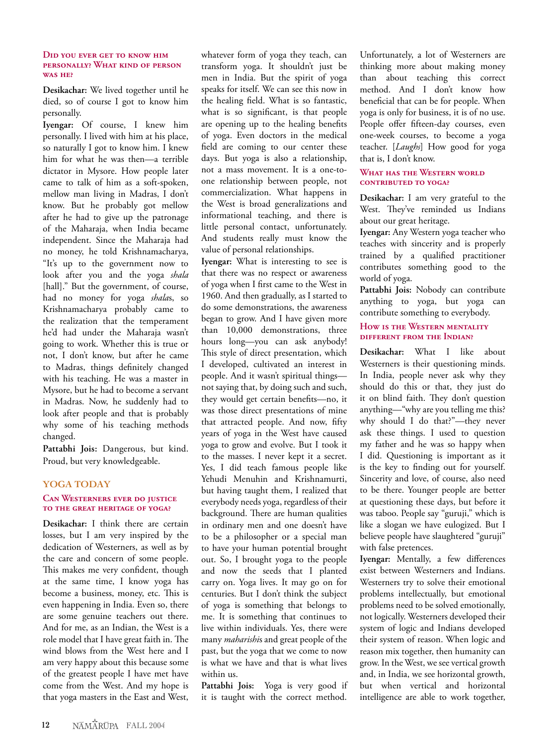#### Did you ever get to know him personally? What kind of person was he?

**Desikachar:** We lived together until he died, so of course I got to know him personally.

**Iyengar:** Of course, I knew him personally. I lived with him at his place, so naturally I got to know him. I knew him for what he was then—a terrible dictator in Mysore. How people later came to talk of him as a soft-spoken, mellow man living in Madras, I don't know. But he probably got mellow after he had to give up the patronage of the Maharaja, when India became independent. Since the Maharaja had no money, he told Krishnamacharya, "It's up to the government now to look after you and the yoga *shala* [hall]." But the government, of course, had no money for yoga *shala*s, so Krishnamacharya probably came to the realization that the temperament he'd had under the Maharaja wasn't going to work. Whether this is true or not, I don't know, but after he came to Madras, things definitely changed with his teaching. He was a master in Mysore, but he had to become a servant in Madras. Now, he suddenly had to look after people and that is probably why some of his teaching methods changed.

**Pattabhi Jois:** Dangerous, but kind. Proud, but very knowledgeable.

### YOGA TODAY

#### Can Westerners ever do justice to the great heritage of yoga?

**Desikachar:** I think there are certain losses, but I am very inspired by the dedication of Westerners, as well as by the care and concern of some people. This makes me very confident, though at the same time, I know yoga has become a business, money, etc. This is even happening in India. Even so, there are some genuine teachers out there. And for me, as an Indian, the West is a role model that I have great faith in. The wind blows from the West here and I am very happy about this because some of the greatest people I have met have come from the West. And my hope is that yoga masters in the East and West, whatever form of yoga they teach, can transform yoga. It shouldn't just be men in India. But the spirit of yoga speaks for itself. We can see this now in the healing field. What is so fantastic, what is so significant, is that people are opening up to the healing benefits of yoga. Even doctors in the medical field are coming to our center these days. But yoga is also a relationship, not a mass movement. It is a one-to-one relationship between people, not commercialization. What happens in the West is broad generalizations and informational teaching, and there is little personal contact, unfortunately. And students really must know the value of personal relationships.

**Iyengar:** What is interesting to see is that there was no respect or awareness of yoga when I first came to the West in 1960. And then gradually, as I started to do some demonstrations, the awareness began to grow. And I have given more than 10,000 demonstrations, three hours long—you can ask anybody! This style of direct presentation, which I developed, cultivated an interest in people. And it wasn't spiritual things—not saying that, by doing such and such, they would get certain benefits—no, it was those direct presentations of mine that attracted people. And now, fifty years of yoga in the West have caused yoga to grow and evolve. But I took it to the masses. I never kept it a secret. Yes, I did teach famous people like Yehudi Menuhin and Krishnamurti, but having taught them, I realized that everybody needs yoga, regardless of their background. There are human qualities in ordinary men and one doesn't have to be a philosopher or a special man to have your human potential brought out. So, I brought yoga to the people and now the seeds that I planted carry on. Yoga lives. It may go on for centuries. But I don't think the subject of yoga is something that belongs to me. It is something that continues to live within individuals. Yes, there were many *maharishi*s and great people of the past, but the yoga that we come to now is what we have and that is what lives within us.

**Pattabhi Jois:** Yoga is very good if it is taught with the correct method. Unfortunately, a lot of Westerners are thinking more about making money than about teaching this correct method. And I don't know how beneficial that can be for people. When yoga is only for business, it is of no use. People offer fifteen-day courses, even one-week courses, to become a yoga teacher. [*Laughs*] How good for yoga that is, I don't know.

#### What has the Western world contributed to yoga?

**Desikachar:** I am very grateful to the West. They've reminded us Indians about our great heritage.

**Iyengar:** Any Western yoga teacher who teaches with sincerity and is properly trained by a qualified practitioner contributes something good to the world of yoga.

**Pattabhi Jois:** Nobody can contribute anything to yoga, but yoga can contribute something to everybody.

#### How is the Western mentality different from the Indian?

**Desikachar:** What I like about Westerners is their questioning minds. In India, people never ask why they should do this or that, they just do it on blind faith. They don't question anything—"why are you telling me this? why should I do that?"—they never ask these things. I used to question my father and he was so happy when I did. Questioning is important as it is the key to finding out for yourself. Sincerity and love, of course, also need to be there. Younger people are better at questioning these days, but before it was taboo. People say "guruji," which is like a slogan we have eulogized. But I believe people have slaughtered "guruji" with false pretences.

**Iyengar:** Mentally, a few differences exist between Westerners and Indians. Westerners try to solve their emotional problems intellectually, but emotional problems need to be solved emotionally, not logically. Westerners developed their system of logic and Indians developed their system of reason. When logic and reason mix together, then humanity can grow. In the West, we see vertical growth and, in India, we see horizontal growth, but when vertical and horizontal intelligence are able to work together,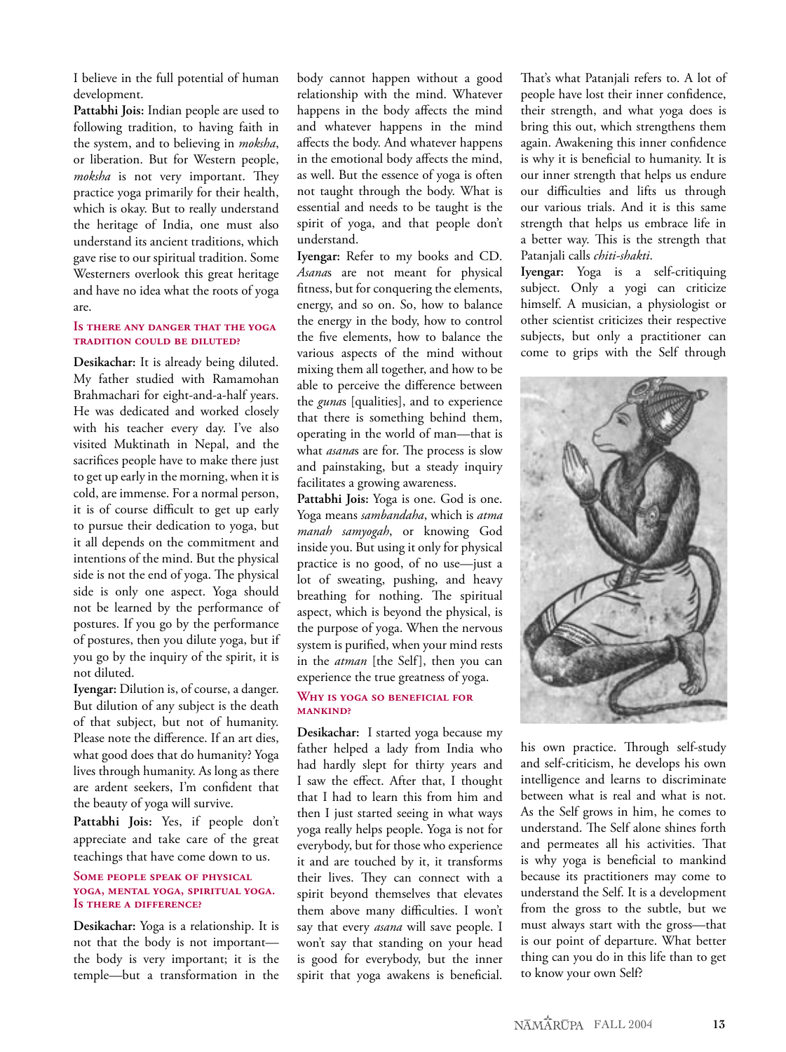I believe in the full potential of human development.

**Pattabhi Jois:** Indian people are used to following tradition, to having faith in the system, and to believing in *moksha*, or liberation. But for Western people, *moksha* is not very important. They practice yoga primarily for their health, which is okay. But to really understand the heritage of India, one must also understand its ancient traditions, which gave rise to our spiritual tradition. Some Westerners overlook this great heritage and have no idea what the roots of yoga are.

### Is there any danger that the yoga tradition could be diluted?

**Desikachar:** It is already being diluted. My father studied with Ramamohan Brahmachari for eight-and-a-half years. He was dedicated and worked closely with his teacher every day. I've also visited Muktinath in Nepal, and the sacrifices people have to make there just to get up early in the morning, when it is cold, are immense. For a normal person, it is of course difficult to get up early to pursue their dedication to yoga, but it all depends on the commitment and intentions of the mind. But the physical side is not the end of yoga. The physical side is only one aspect. Yoga should not be learned by the performance of postures. If you go by the performance of postures, then you dilute yoga, but if you go by the inquiry of the spirit, it is not diluted.

**Iyengar:** Dilution is, of course, a danger. But dilution of any subject is the death of that subject, but not of humanity. Please note the difference. If an art dies, what good does that do humanity? Yoga lives through humanity. As long as there are ardent seekers, I'm confident that the beauty of yoga will survive.

**Pattabhi Jois:** Yes, if people don't appreciate and take care of the great teachings that have come down to us.

### Some people speak of physical yoga, mental yoga, spiritual yoga. Is there a difference?

**Desikachar:** Yoga is a relationship. It is not that the body is not important—the body is very important; it is the temple—but a transformation in the body cannot happen without a good relationship with the mind. Whatever happens in the body affects the mind and whatever happens in the mind affects the body. And whatever happens in the emotional body affects the mind, as well. But the essence of yoga is often not taught through the body. What is essential and needs to be taught is the spirit of yoga, and that people don't understand.

**Iyengar:** Refer to my books and CD. *Asana*s are not meant for physical fitness, but for conquering the elements, energy, and so on. So, how to balance the energy in the body, how to control the five elements, how to balance the various aspects of the mind without mixing them all together, and how to be able to perceive the difference between the *guna*s [qualities], and to experience that there is something behind them, operating in the world of man—that is what *asana*s are for. The process is slow and painstaking, but a steady inquiry facilitates a growing awareness.

**Pattabhi Jois:** Yoga is one. God is one. Yoga means *sambandaha*, which is *atma manah samyogah*, or knowing God inside you. But using it only for physical practice is no good, of no use—just a lot of sweating, pushing, and heavy breathing for nothing. The spiritual aspect, which is beyond the physical, is the purpose of yoga. When the nervous system is purified, when your mind rests in the *atman* [the Self], then you can experience the true greatness of yoga.

### Why is yoga so beneficial for mankind?

**Desikachar:** I started yoga because my father helped a lady from India who had hardly slept for thirty years and I saw the effect. After that, I thought that I had to learn this from him and then I just started seeing in what ways yoga really helps people. Yoga is not for everybody, but for those who experience it and are touched by it, it transforms their lives. They can connect with a spirit beyond themselves that elevates them above many difficulties. I won't say that every *asana* will save people. I won't say that standing on your head is good for everybody, but the inner spirit that yoga awakens is beneficial. That's what Patanjali refers to. A lot of people have lost their inner confidence, their strength, and what yoga does is bring this out, which strengthens them again. Awakening this inner confidence is why it is beneficial to humanity. It is our inner strength that helps us endure our difficulties and lifts us through our various trials. And it is this same strength that helps us embrace life in a better way. This is the strength that Patanjali calls *chiti-shakti*.

**Iyengar:** Yoga is a self-critiquing subject. Only a yogi can criticize himself. A musician, a physiologist or other scientist criticizes their respective subjects, but only a practitioner can come to grips with the Self through his own practice. Through self-study and self-criticism, he develops his own intelligence and learns to discriminate between what is real and what is not. As the Self grows in him, he comes to understand. The Self alone shines forth and permeates all his activities. That is why yoga is beneficial to mankind because its practitioners may come to understand the Self. It is a development from the gross to the subtle, but we must always start with the gross—that is our point of departure. What better thing can you do in this life than to get to know your own Self?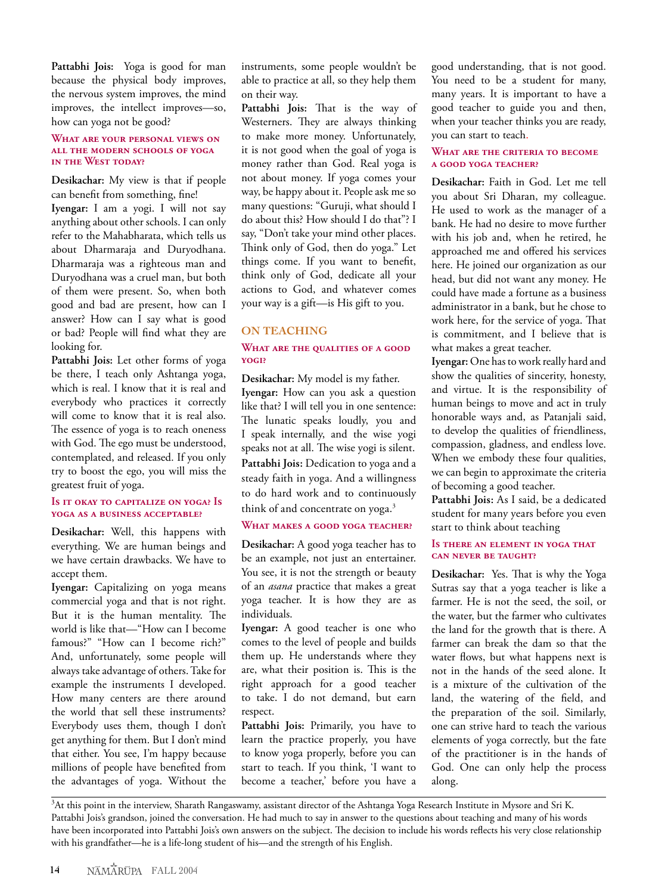**Pattabhi Jois:** Yoga is good for man because the physical body improves, the nervous system improves, the mind improves, the intellect improves—so, how can yoga not be good?

### What are your personal views on all the modern schools of yoga in the West today?

**Desikachar:** My view is that if people can benefit from something, fine!

**Iyengar:** I am a yogi. I will not say anything about other schools. I can only refer to the Mahabharata, which tells us about Dharmaraja and Duryodhana. Dharmaraja was a righteous man and Duryodhana was a cruel man, but both of them were present. So, when both good and bad are present, how can I answer? How can I say what is good or bad? People will find what they are looking for.

**Pattabhi Jois:** Let other forms of yoga be there, I teach only Ashtanga yoga, which is real. I know that it is real and everybody who practices it correctly will come to know that it is real also. The essence of yoga is to reach oneness with God. The ego must be understood, contemplated, and released. If you only try to boost the ego, you will miss the greatest fruit of yoga.

### Is it okay to capitalize on yoga? Is yoga as a business acceptable?

**Desikachar:** Well, this happens with everything. We are human beings and we have certain drawbacks. We have to accept them.

**Iyengar:** Capitalizing on yoga means commercial yoga and that is not right. But it is the human mentality. The world is like that—"How can I become famous?" "How can I become rich?" And, unfortunately, some people will always take advantage of others. Take for example the instruments I developed. How many centers are there around the world that sell these instruments? Everybody uses them, though I don't get anything for them. But I don't mind that either. You see, I'm happy because millions of people have benefited from the advantages of yoga. Without the instruments, some people wouldn't be able to practice at all, so they help them on their way.

**Pattabhi Jois:** That is the way of Westerners. They are always thinking to make more money. Unfortunately, it is not good when the goal of yoga is money rather than God. Real yoga is not about money. If yoga comes your way, be happy about it. People ask me so many questions: "Guruji, what should I do about this? How should I do that"? I say, "Don't take your mind other places. Think only of God, then do yoga." Let things come. If you want to benefit, think only of God, dedicate all your actions to God, and whatever comes your way is a gift—is His gift to you.

## On Teaching

### What are the qualities of a good yogi?

**Desikachar:** My model is my father.

**Iyengar:** How can you ask a question like that? I will tell you in one sentence: The lunatic speaks loudly, you and I speak internally, and the wise yogi speaks not at all. The wise yogi is silent.

**Pattabhi Jois:** Dedication to yoga and a steady faith in yoga. And a willingness to do hard work and to continuously think of and concentrate on yoga.[3]

### What makes a good yoga teacher?

**Desikachar:** A good yoga teacher has to be an example, not just an entertainer. You see, it is not the strength or beauty of an *asana* practice that makes a great yoga teacher. It is how they are as individuals.

**Iyengar:** A good teacher is one who comes to the level of people and builds them up. He understands where they are, what their position is. This is the right approach for a good teacher to take. I do not demand, but earn respect.

**Pattabhi Jois:** Primarily, you have to learn the practice properly, you have to know yoga properly, before you can start to teach. If you think, 'I want to become a teacher,' before you have a good understanding, that is not good. You need to be a student for many, many years. It is important to have a good teacher to guide you and then, when your teacher thinks you are ready, you can start to teach.

### What are the criteria to become a good yoga teacher?

**Desikachar:** Faith in God. Let me tell you about Sri Dharan, my colleague. He used to work as the manager of a bank. He had no desire to move further with his job and, when he retired, he approached me and offered his services here. He joined our organization as our head, but did not want any money. He could have made a fortune as a business administrator in a bank, but he chose to work here, for the service of yoga. That is commitment, and I believe that is what makes a great teacher.

**Iyengar:** One has to work really hard and show the qualities of sincerity, honesty, and virtue. It is the responsibility of human beings to move and act in truly honorable ways and, as Patanjali said, to develop the qualities of friendliness, compassion, gladness, and endless love. When we embody these four qualities, we can begin to approximate the criteria of becoming a good teacher.

**Pattabhi Jois:** As I said, be a dedicated student for many years before you even start to think about teaching

### Is there an element in yoga that can never be taught?

**Desikachar:** Yes. That is why the Yoga Sutras say that a yoga teacher is like a farmer. He is not the seed, the soil, or the water, but the farmer who cultivates the land for the growth that is there. A farmer can break the dam so that the water flows, but what happens next is not in the hands of the seed alone. It is a mixture of the cultivation of the land, the watering of the field, and the preparation of the soil. Similarly, one can strive hard to teach the various elements of yoga correctly, but the fate of the practitioner is in the hands of God. One can only help the process along.

---

[3] At this point in the interview, Sharath Rangaswamy, assistant director of the Ashtanga Yoga Research Institute in Mysore and Sri K. Pattabhi Jois's grandson, joined the conversation. He had much to say in answer to the questions about teaching and many of his words have been incorporated into Pattabhi Jois's own answers on the subject. The decision to include his words reflects his very close relationship with his grandfather—he is a life-long student of his—and the strength of his English.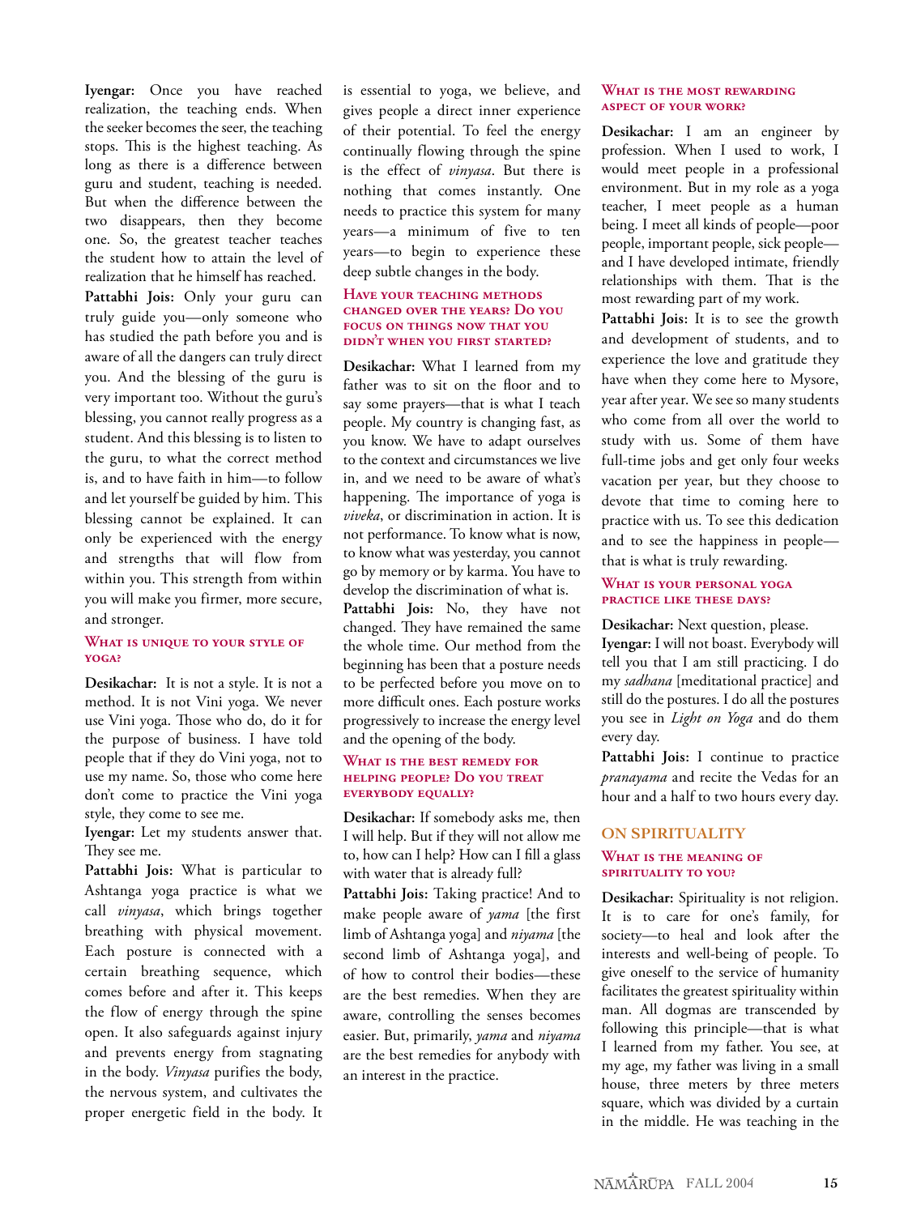**Iyengar:** Once you have reached realization, the teaching ends. When the seeker becomes the seer, the teaching stops. This is the highest teaching. As long as there is a difference between guru and student, teaching is needed. But when the difference between the two disappears, then they become one. So, the greatest teacher teaches the student how to attain the level of realization that he himself has reached.

**Pattabhi Jois:** Only your guru can truly guide you—only someone who has studied the path before you and is aware of all the dangers can truly direct you. And the blessing of the guru is very important too. Without the guru's blessing, you cannot really progress as a student. And this blessing is to listen to the guru, to what the correct method is, and to have faith in him—to follow and let yourself be guided by him. This blessing cannot be explained. It can only be experienced with the energy and strengths that will flow from within you. This strength from within you will make you firmer, more secure, and stronger.

### What is unique to your style of yoga?

**Desikachar:** It is not a style. It is not a method. It is not Vini yoga. We never use Vini yoga. Those who do, do it for the purpose of business. I have told people that if they do Vini yoga, not to use my name. So, those who come here don't come to practice the Vini yoga style, they come to see me.

**Iyengar:** Let my students answer that. They see me.

**Pattabhi Jois:** What is particular to Ashtanga yoga practice is what we call *vinyasa*, which brings together breathing with physical movement. Each posture is connected with a certain breathing sequence, which comes before and after it. This keeps the flow of energy through the spine open. It also safeguards against injury and prevents energy from stagnating in the body. *Vinyasa* purifies the body, the nervous system, and cultivates the proper energetic field in the body. It is essential to yoga, we believe, and gives people a direct inner experience of their potential. To feel the energy continually flowing through the spine is the effect of *vinyasa*. But there is nothing that comes instantly. One needs to practice this system for many years—a minimum of five to ten years—to begin to experience these deep subtle changes in the body.

### Have your teaching methods changed over the years? Do you focus on things now that you didn't when you first started?

**Desikachar:** What I learned from my father was to sit on the floor and to say some prayers—that is what I teach people. My country is changing fast, as you know. We have to adapt ourselves to the context and circumstances we live in, and we need to be aware of what's happening. The importance of yoga is *viveka*, or discrimination in action. It is not performance. To know what is now, to know what was yesterday, you cannot go by memory or by karma. You have to develop the discrimination of what is.

**Pattabhi Jois:** No, they have not changed. They have remained the same the whole time. Our method from the beginning has been that a posture needs to be perfected before you move on to more difficult ones. Each posture works progressively to increase the energy level and the opening of the body.

### What is the best remedy for helping people? Do you treat everybody equally?

**Desikachar:** If somebody asks me, then I will help. But if they will not allow me to, how can I help? How can I fill a glass with water that is already full?

**Pattabhi Jois:** Taking practice! And to make people aware of *yama* [the first limb of Ashtanga yoga] and *niyama* [the second limb of Ashtanga yoga], and of how to control their bodies—these are the best remedies. When they are aware, controlling the senses becomes easier. But, primarily, *yama* and *niyama* are the best remedies for anybody with an interest in the practice.

### What is the most rewarding aspect of your work?

**Desikachar:** I am an engineer by profession. When I used to work, I would meet people in a professional environment. But in my role as a yoga teacher, I meet people as a human being. I meet all kinds of people—poor people, important people, sick people—and I have developed intimate, friendly relationships with them. That is the most rewarding part of my work.

**Pattabhi Jois:** It is to see the growth and development of students, and to experience the love and gratitude they have when they come here to Mysore, year after year. We see so many students who come from all over the world to study with us. Some of them have full-time jobs and get only four weeks vacation per year, but they choose to devote that time to coming here to practice with us. To see this dedication and to see the happiness in people—that is what is truly rewarding.

### What is your personal yoga practice like these days?

**Desikachar:** Next question, please.

**Iyengar:** I will not boast. Everybody will tell you that I am still practicing. I do my *sadhana* [meditational practice] and still do the postures. I do all the postures you see in *Light on Yoga* and do them every day.

**Pattabhi Jois:** I continue to practice *pranayama* and recite the Vedas for an hour and a half to two hours every day.

## On Spirituality

### What is the meaning of spirituality to you?

**Desikachar:** Spirituality is not religion. It is to care for one's family, for society—to heal and look after the interests and well-being of people. To give oneself to the service of humanity facilitates the greatest spirituality within man. All dogmas are transcended by following this principle—that is what I learned from my father. You see, at my age, my father was living in a small house, three meters by three meters square, which was divided by a curtain in the middle. He was teaching in the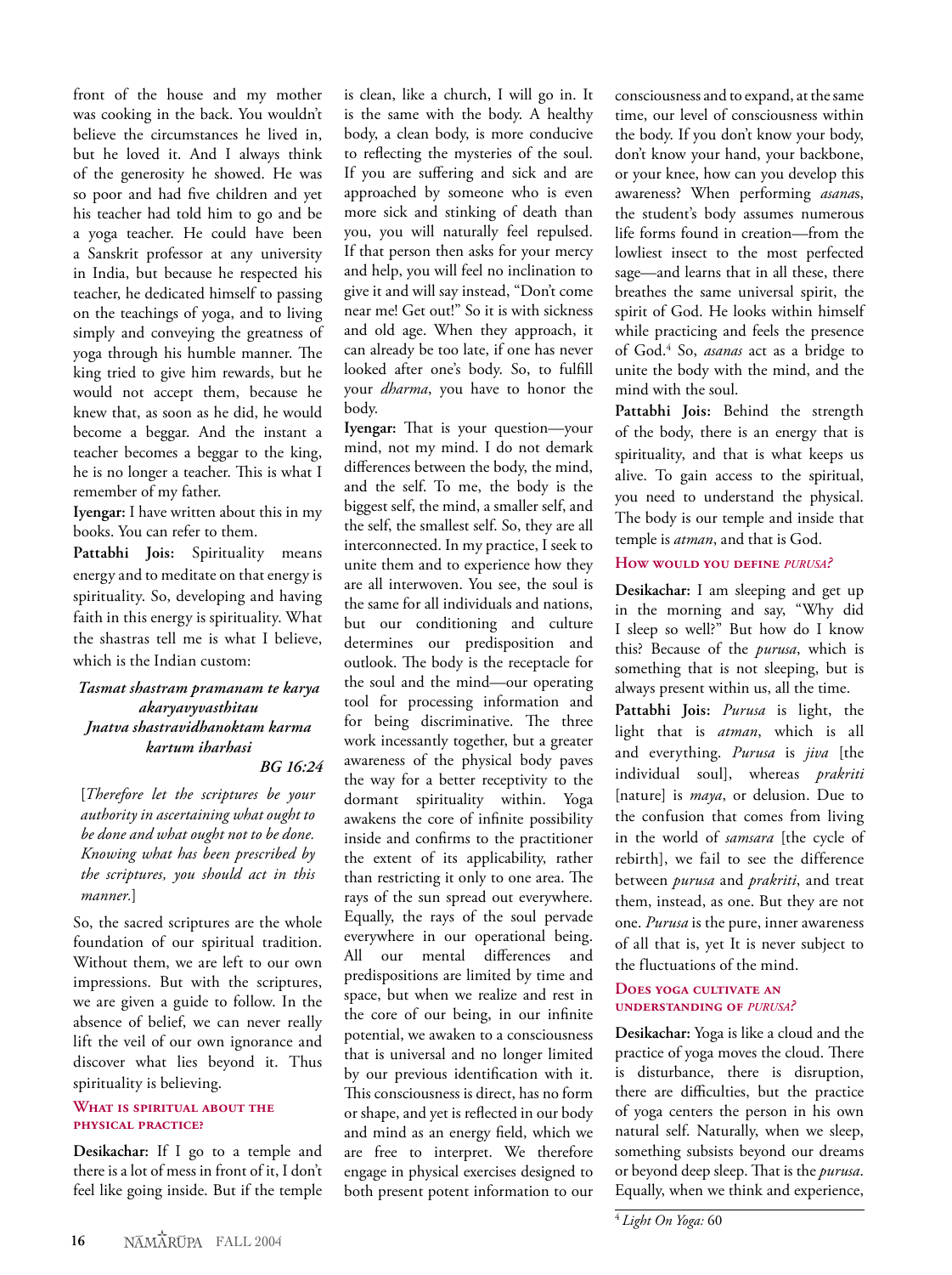front of the house and my mother was cooking in the back. You wouldn't believe the circumstances he lived in, but he loved it. And I always think of the generosity he showed. He was so poor and had five children and yet his teacher had told him to go and be a yoga teacher. He could have been a Sanskrit professor at any university in India, but because he respected his teacher, he dedicated himself to passing on the teachings of yoga, and to living simply and conveying the greatness of yoga through his humble manner. The king tried to give him rewards, but he would not accept them, because he knew that, as soon as he did, he would become a beggar. And the instant a teacher becomes a beggar to the king, he is no longer a teacher. This is what I remember of my father.

**Iyengar:** I have written about this in my books. You can refer to them.

**Pattabhi Jois:** Spirituality means energy and to meditate on that energy is spirituality. So, developing and having faith in this energy is spirituality. What the shastras tell me is what I believe, which is the Indian custom:

***Tasmat shastram pramanam te karya akaryavyvasthitau***
***Jnatva shastravidhanoktam karma kartum iharhasi***

***BG 16:24***

[*Therefore let the scriptures be your authority in ascertaining what ought to be done and what ought not to be done. Knowing what has been prescribed by the scriptures, you should act in this manner.*]

So, the sacred scriptures are the whole foundation of our spiritual tradition. Without them, we are left to our own impressions. But with the scriptures, we are given a guide to follow. In the absence of belief, we can never really lift the veil of our own ignorance and discover what lies beyond it. Thus spirituality is believing.

### What is spiritual about the physical practice?

**Desikachar:** If I go to a temple and there is a lot of mess in front of it, I don't feel like going inside. But if the temple is clean, like a church, I will go in. It is the same with the body. A healthy body, a clean body, is more conducive to reflecting the mysteries of the soul. If you are suffering and sick and are approached by someone who is even more sick and stinking of death than you, you will naturally feel repulsed. If that person then asks for your mercy and help, you will feel no inclination to give it and will say instead, "Don't come near me! Get out!" So it is with sickness and old age. When they approach, it can already be too late, if one has never looked after one's body. So, to fulfill your *dharma*, you have to honor the body.

**Iyengar:** That is your question—your mind, not my mind. I do not demark differences between the body, the mind, and the self. To me, the body is the biggest self, the mind, a smaller self, and the self, the smallest self. So, they are all interconnected. In my practice, I seek to unite them and to experience how they are all interwoven. You see, the soul is the same for all individuals and nations, but our conditioning and culture determines our predisposition and outlook. The body is the receptacle for the soul and the mind—our operating tool for processing information and for being discriminative. The three work incessantly together, but a greater awareness of the physical body paves the way for a better receptivity to the dormant spirituality within. Yoga awakens the core of infinite possibility inside and confirms to the practitioner the extent of its applicability, rather than restricting it only to one area. The rays of the sun spread out everywhere. Equally, the rays of the soul pervade everywhere in our operational being. All our mental differences and predispositions are limited by time and space, but when we realize and rest in the core of our being, in our infinite potential, we awaken to a consciousness that is universal and no longer limited by our previous identification with it. This consciousness is direct, has no form or shape, and yet is reflected in our body and mind as an energy field, which we are free to interpret. We therefore engage in physical exercises designed to both present potent information to our consciousness and to expand, at the same time, our level of consciousness within the body. If you don't know your body, don't know your hand, your backbone, or your knee, how can you develop this awareness? When performing *asanas*, the student's body assumes numerous life forms found in creation—from the lowliest insect to the most perfected sage—and learns that in all these, there breathes the same universal spirit, the spirit of God. He looks within himself while practicing and feels the presence of God.[4] So, *asanas* act as a bridge to unite the body with the mind, and the mind with the soul.

**Pattabhi Jois:** Behind the strength of the body, there is an energy that is spirituality, and that is what keeps us alive. To gain access to the spiritual, you need to understand the physical. The body is our temple and inside that temple is *atman*, and that is God.

### How would you define *purusa*?

**Desikachar:** I am sleeping and get up in the morning and say, "Why did I sleep so well?" But how do I know this? Because of the *purusa*, which is something that is not sleeping, but is always present within us, all the time.

**Pattabhi Jois:** *Purusa* is light, the light that is *atman*, which is all and everything. *Purusa* is *jiva* [the individual soul], whereas *prakriti* [nature] is *maya*, or delusion. Due to the confusion that comes from living in the world of *samsara* [the cycle of rebirth], we fail to see the difference between *purusa* and *prakriti*, and treat them, instead, as one. But they are not one. *Purusa* is the pure, inner awareness of all that is, yet It is never subject to the fluctuations of the mind.

### Does yoga cultivate an understanding of *purusa*?

**Desikachar:** Yoga is like a cloud and the practice of yoga moves the cloud. There is disturbance, there is disruption, there are difficulties, but the practice of yoga centers the person in his own natural self. Naturally, when we sleep, something subsists beyond our dreams or beyond deep sleep. That is the *purusa*. Equally, when we think and experience,

---

[4] *Light On Yoga:* 60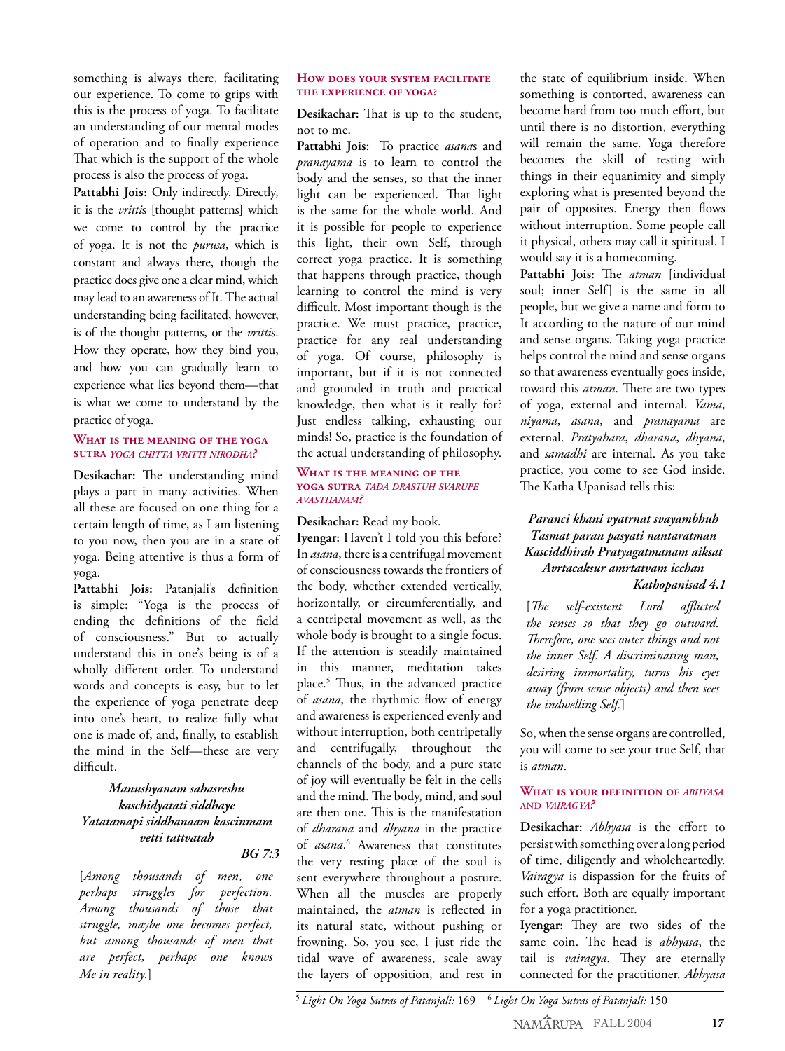something is always there, facilitating our experience. To come to grips with this is the process of yoga. To facilitate an understanding of our mental modes of operation and to finally experience That which is the support of the whole process is also the process of yoga.

**Pattabhi Jois:** Only indirectly. Directly, it is the *vritti*s [thought patterns] which we come to control by the practice of yoga. It is not the *purusa*, which is constant and always there, though the practice does give one a clear mind, which may lead to an awareness of It. The actual understanding being facilitated, however, is of the thought patterns, or the *vritti*s. How they operate, how they bind you, and how you can gradually learn to experience what lies beyond them—that is what we come to understand by the practice of yoga.

### What is the meaning of the yoga sutra *yoga chitta vritti nirodha?*

**Desikachar:** The understanding mind plays a part in many activities. When all these are focused on one thing for a certain length of time, as I am listening to you now, then you are in a state of yoga. Being attentive is thus a form of yoga.

**Pattabhi Jois:** Patanjali's definition is simple: "Yoga is the process of ending the definitions of the field of consciousness." But to actually understand this in one's being is of a wholly different order. To understand words and concepts is easy, but to let the experience of yoga penetrate deep into one's heart, to realize fully what one is made of, and, finally, to establish the mind in the Self—these are very difficult.

> ***Manushyanam sahasreshu***
> ***kaschidyatati siddhaye***
> ***Yatatamapi siddhanaam kascinmam***
> ***vetti tattvatah***
>
> ***BG 7:3***
>
> [*Among thousands of men, one perhaps struggles for perfection. Among thousands of those that struggle, maybe one becomes perfect, but among thousands of men that are perfect, perhaps one knows Me in reality.*]

### How does your system facilitate the experience of yoga?

**Desikachar:** That is up to the student, not to me.

**Pattabhi Jois:** To practice *asana*s and *pranayama* is to learn to control the body and the senses, so that the inner light can be experienced. That light is the same for the whole world. And it is possible for people to experience this light, their own Self, through correct yoga practice. It is something that happens through practice, though learning to control the mind is very difficult. Most important though is the practice. We must practice, practice, practice for any real understanding of yoga. Of course, philosophy is important, but if it is not connected and grounded in truth and practical knowledge, then what is it really for? Just endless talking, exhausting our minds! So, practice is the foundation of the actual understanding of philosophy.

### What is the meaning of the yoga sutra *tada drastuh svarupe avasthanam?*

**Desikachar:** Read my book.

**Iyengar:** Haven't I told you this before? In *asana*, there is a centrifugal movement of consciousness towards the frontiers of the body, whether extended vertically, horizontally, or circumferentially, and a centripetal movement as well, as the whole body is brought to a single focus. If the attention is steadily maintained in this manner, meditation takes place.[5] Thus, in the advanced practice of *asana*, the rhythmic flow of energy and awareness is experienced evenly and without interruption, both centripetally and centrifugally, throughout the channels of the body, and a pure state of joy will eventually be felt in the cells and the mind. The body, mind, and soul are then one. This is the manifestation of *dharana* and *dhyana* in the practice of *asana*.[6] Awareness that constitutes the very resting place of the soul is sent everywhere throughout a posture. When all the muscles are properly maintained, the *atman* is reflected in its natural state, without pushing or frowning. So, you see, I just ride the tidal wave of awareness, scale away the layers of opposition, and rest in the state of equilibrium inside. When something is contorted, awareness can become hard from too much effort, but until there is no distortion, everything will remain the same. Yoga therefore becomes the skill of resting with things in their equanimity and simply exploring what is presented beyond the pair of opposites. Energy then flows without interruption. Some people call it physical, others may call it spiritual. I would say it is a homecoming.

**Pattabhi Jois:** The *atman* [individual soul; inner Self] is the same in all people, but we give a name and form to It according to the nature of our mind and sense organs. Taking yoga practice helps control the mind and sense organs so that awareness eventually goes inside, toward this *atman*. There are two types of yoga, external and internal. *Yama*, *niyama*, *asana*, and *pranayama* are external. *Pratyahara*, *dharana*, *dhyana*, and *samadhi* are internal. As you take practice, you come to see God inside. The Katha Upanisad tells this:

> ***Paranci khani vyatrnat svayambhuh***
> ***Tasmat paran pasyati nantaratman***
> ***Kasciddhirah Pratyagatmanam aiksat***
> ***Avrtacaksur amrtatvam icchan***
>
> ***Kathopanisad 4.1***
>
> [*The self-existent Lord afflicted the senses so that they go outward. Therefore, one sees outer things and not the inner Self. A discriminating man, desiring immortality, turns his eyes away (from sense objects) and then sees the indwelling Self.*]

So, when the sense organs are controlled, you will come to see your true Self, that is *atman*.

### What is your definition of *abhyasa* and *vairagya?*

**Desikachar:** *Abhyasa* is the effort to persist with something over a long period of time, diligently and wholeheartedly. *Vairagya* is dispassion for the fruits of such effort. Both are equally important for a yoga practitioner.

**Iyengar:** They are two sides of the same coin. The head is *abhyasa*, the tail is *vairagya*. They are eternally connected for the practitioner. *Abhyasa*

---

[5] *Light On Yoga Sutras of Patanjali:* 169 [6] *Light On Yoga Sutras of Patanjali:* 150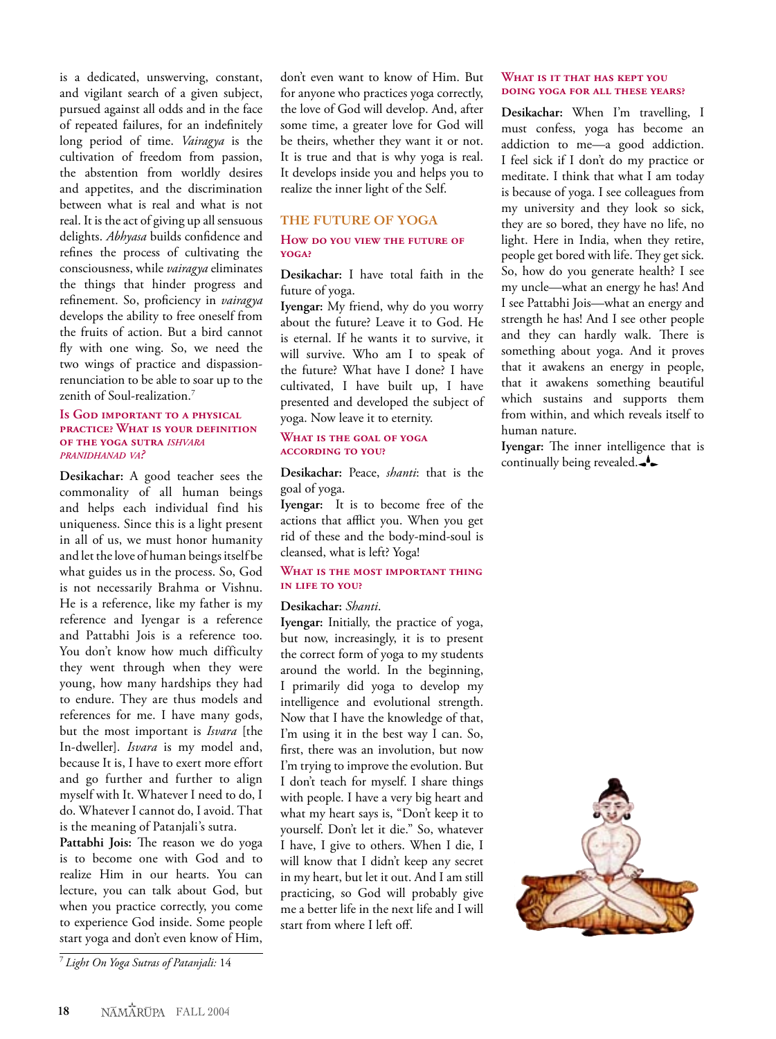is a dedicated, unswerving, constant, and vigilant search of a given subject, pursued against all odds and in the face of repeated failures, for an indefinitely long period of time. *Vairagya* is the cultivation of freedom from passion, the abstention from worldly desires and appetites, and the discrimination between what is real and what is not real. It is the act of giving up all sensuous delights. *Abhyasa* builds confidence and refines the process of cultivating the consciousness, while *vairagya* eliminates the things that hinder progress and refinement. So, proficiency in *vairagya* develops the ability to free oneself from the fruits of action. But a bird cannot fly with one wing. So, we need the two wings of practice and dispassion-renunciation to be able to soar up to the zenith of Soul-realization.[7]

### Is God important to a physical practice? What is your definition of the yoga sutra *Ishvara pranidhanad va?*

**Desikachar:** A good teacher sees the commonality of all human beings and helps each individual find his uniqueness. Since this is a light present in all of us, we must honor humanity and let the love of human beings itself be what guides us in the process. So, God is not necessarily Brahma or Vishnu. He is a reference, like my father is my reference and Iyengar is a reference and Pattabhi Jois is a reference too. You don't know how much difficulty they went through when they were young, how many hardships they had to endure. They are thus models and references for me. I have many gods, but the most important is *Isvara* [the In-dweller]. *Isvara* is my model and, because It is, I have to exert more effort and go further and further to align myself with It. Whatever I need to do, I do. Whatever I cannot do, I avoid. That is the meaning of Patanjali's sutra.

**Pattabhi Jois:** The reason we do yoga is to become one with God and to realize Him in our hearts. You can lecture, you can talk about God, but when you practice correctly, you come to experience God inside. Some people start yoga and don't even know of Him, don't even want to know of Him. But for anyone who practices yoga correctly, the love of God will develop. And, after some time, a greater love for God will be theirs, whether they want it or not. It is true and that is why yoga is real. It develops inside you and helps you to realize the inner light of the Self.

## The Future of Yoga

### How do you view the future of yoga?

**Desikachar:** I have total faith in the future of yoga.

**Iyengar:** My friend, why do you worry about the future? Leave it to God. He is eternal. If he wants it to survive, it will survive. Who am I to speak of the future? What have I done? I have cultivated, I have built up, I have presented and developed the subject of yoga. Now leave it to eternity.

### What is the goal of yoga according to you?

**Desikachar:** Peace, *shanti*: that is the goal of yoga.

**Iyengar:** It is to become free of the actions that afflict you. When you get rid of these and the body-mind-soul is cleansed, what is left? Yoga!

### What is the most important thing in life to you?

**Desikachar:** *Shanti*.

**Iyengar:** Initially, the practice of yoga, but now, increasingly, it is to present the correct form of yoga to my students around the world. In the beginning, I primarily did yoga to develop my intelligence and evolutional strength. Now that I have the knowledge of that, I'm using it in the best way I can. So, first, there was an involution, but now I'm trying to improve the evolution. But I don't teach for myself. I share things with people. I have a very big heart and what my heart says is, "Don't keep it to yourself. Don't let it die." So, whatever I have, I give to others. When I die, I will know that I didn't keep any secret in my heart, but let it out. And I am still practicing, so God will probably give me a better life in the next life and I will start from where I left off.

### What is it that has kept you doing yoga for all these years?

**Desikachar:** When I'm travelling, I must confess, yoga has become an addiction to me—a good addiction. I feel sick if I don't do my practice or meditate. I think that what I am today is because of yoga. I see colleagues from my university and they look so sick, they are so bored, they have no life, no light. Here in India, when they retire, people get bored with life. They get sick. So, how do you generate health? I see my uncle—what an energy he has! And I see Pattabhi Jois—what an energy and strength he has! And I see other people and they can hardly walk. There is something about yoga. And it proves that it awakens an energy in people, that it awakens something beautiful which sustains and supports them from within, and which reveals itself to human nature.

**Iyengar:** The inner intelligence that is continually being revealed.

---

[7] *Light On Yoga Sutras of Patanjali:* 14